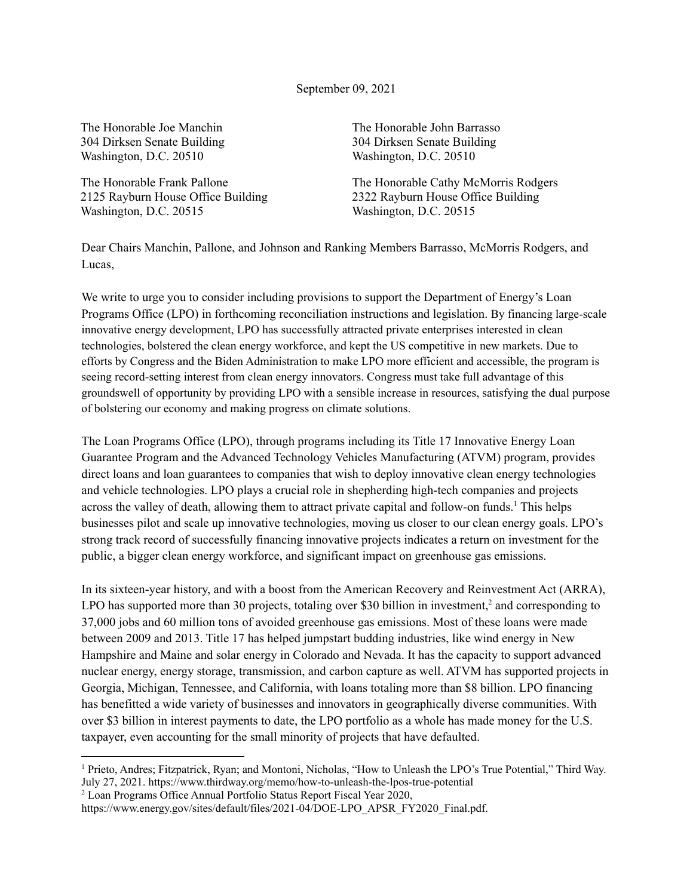September 09, 2021

The Honorable Joe Manchin
304 Dirksen Senate Building
Washington, D.C. 20510

The Honorable John Barrasso
304 Dirksen Senate Building
Washington, D.C. 20510

The Honorable Frank Pallone
2125 Rayburn House Office Building
Washington, D.C. 20515

The Honorable Cathy McMorris Rodgers
2322 Rayburn House Office Building
Washington, D.C. 20515

Dear Chairs Manchin, Pallone, and Johnson and Ranking Members Barrasso, McMorris Rodgers, and Lucas,

We write to urge you to consider including provisions to support the Department of Energy's Loan Programs Office (LPO) in forthcoming reconciliation instructions and legislation. By financing large-scale innovative energy development, LPO has successfully attracted private enterprises interested in clean technologies, bolstered the clean energy workforce, and kept the US competitive in new markets. Due to efforts by Congress and the Biden Administration to make LPO more efficient and accessible, the program is seeing record-setting interest from clean energy innovators. Congress must take full advantage of this groundswell of opportunity by providing LPO with a sensible increase in resources, satisfying the dual purpose of bolstering our economy and making progress on climate solutions.

The Loan Programs Office (LPO), through programs including its Title 17 Innovative Energy Loan Guarantee Program and the Advanced Technology Vehicles Manufacturing (ATVM) program, provides direct loans and loan guarantees to companies that wish to deploy innovative clean energy technologies and vehicle technologies. LPO plays a crucial role in shepherding high-tech companies and projects across the valley of death, allowing them to attract private capital and follow-on funds.[1] This helps businesses pilot and scale up innovative technologies, moving us closer to our clean energy goals. LPO's strong track record of successfully financing innovative projects indicates a return on investment for the public, a bigger clean energy workforce, and significant impact on greenhouse gas emissions.

In its sixteen-year history, and with a boost from the American Recovery and Reinvestment Act (ARRA), LPO has supported more than 30 projects, totaling over $30 billion in investment,[2] and corresponding to 37,000 jobs and 60 million tons of avoided greenhouse gas emissions. Most of these loans were made between 2009 and 2013. Title 17 has helped jumpstart budding industries, like wind energy in New Hampshire and Maine and solar energy in Colorado and Nevada. It has the capacity to support advanced nuclear energy, energy storage, transmission, and carbon capture as well. ATVM has supported projects in Georgia, Michigan, Tennessee, and California, with loans totaling more than $8 billion. LPO financing has benefitted a wide variety of businesses and innovators in geographically diverse communities. With over $3 billion in interest payments to date, the LPO portfolio as a whole has made money for the U.S. taxpayer, even accounting for the small minority of projects that have defaulted.

---

[1] Prieto, Andres; Fitzpatrick, Ryan; and Montoni, Nicholas, "How to Unleash the LPO's True Potential," Third Way. July 27, 2021. https://www.thirdway.org/memo/how-to-unleash-the-lpos-true-potential

[2] Loan Programs Office Annual Portfolio Status Report Fiscal Year 2020, https://www.energy.gov/sites/default/files/2021-04/DOE-LPO_APSR_FY2020_Final.pdf.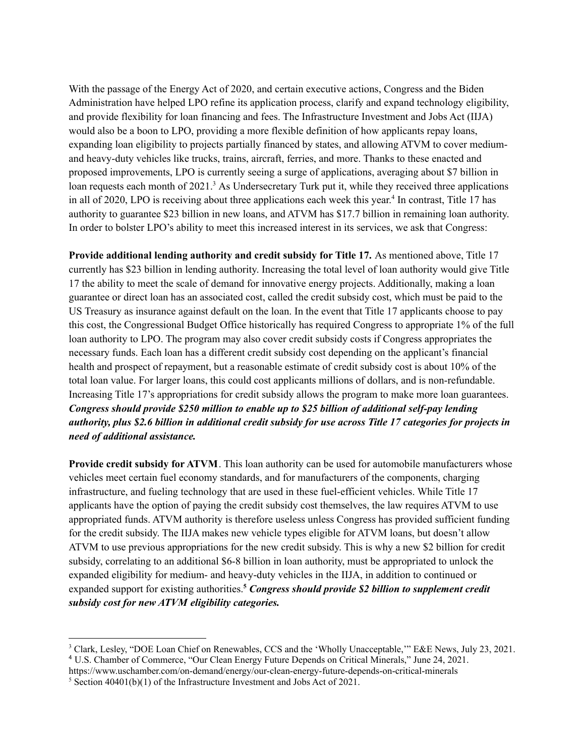With the passage of the Energy Act of 2020, and certain executive actions, Congress and the Biden Administration have helped LPO refine its application process, clarify and expand technology eligibility, and provide flexibility for loan financing and fees. The Infrastructure Investment and Jobs Act (IIJA) would also be a boon to LPO, providing a more flexible definition of how applicants repay loans, expanding loan eligibility to projects partially financed by states, and allowing ATVM to cover medium- and heavy-duty vehicles like trucks, trains, aircraft, ferries, and more. Thanks to these enacted and proposed improvements, LPO is currently seeing a surge of applications, averaging about $7 billion in loan requests each month of 2021.[3] As Undersecretary Turk put it, while they received three applications in all of 2020, LPO is receiving about three applications each week this year.[4] In contrast, Title 17 has authority to guarantee $23 billion in new loans, and ATVM has $17.7 billion in remaining loan authority. In order to bolster LPO's ability to meet this increased interest in its services, we ask that Congress:

**Provide additional lending authority and credit subsidy for Title 17.** As mentioned above, Title 17 currently has $23 billion in lending authority. Increasing the total level of loan authority would give Title 17 the ability to meet the scale of demand for innovative energy projects. Additionally, making a loan guarantee or direct loan has an associated cost, called the credit subsidy cost, which must be paid to the US Treasury as insurance against default on the loan. In the event that Title 17 applicants choose to pay this cost, the Congressional Budget Office historically has required Congress to appropriate 1% of the full loan authority to LPO. The program may also cover credit subsidy costs if Congress appropriates the necessary funds. Each loan has a different credit subsidy cost depending on the applicant's financial health and prospect of repayment, but a reasonable estimate of credit subsidy cost is about 10% of the total loan value. For larger loans, this could cost applicants millions of dollars, and is non-refundable. Increasing Title 17's appropriations for credit subsidy allows the program to make more loan guarantees. ***Congress should provide $250 million to enable up to $25 billion of additional self-pay lending authority, plus $2.6 billion in additional credit subsidy for use across Title 17 categories for projects in need of additional assistance.***

**Provide credit subsidy for ATVM**. This loan authority can be used for automobile manufacturers whose vehicles meet certain fuel economy standards, and for manufacturers of the components, charging infrastructure, and fueling technology that are used in these fuel-efficient vehicles. While Title 17 applicants have the option of paying the credit subsidy cost themselves, the law requires ATVM to use appropriated funds. ATVM authority is therefore useless unless Congress has provided sufficient funding for the credit subsidy. The IIJA makes new vehicle types eligible for ATVM loans, but doesn't allow ATVM to use previous appropriations for the new credit subsidy. This is why a new $2 billion for credit subsidy, correlating to an additional $6-8 billion in loan authority, must be appropriated to unlock the expanded eligibility for medium- and heavy-duty vehicles in the IIJA, in addition to continued or expanded support for existing authorities.[5] ***Congress should provide $2 billion to supplement credit subsidy cost for new ATVM eligibility categories.***

---

[3] Clark, Lesley, "DOE Loan Chief on Renewables, CCS and the 'Wholly Unacceptable,'" E&E News, July 23, 2021.

[4] U.S. Chamber of Commerce, "Our Clean Energy Future Depends on Critical Minerals," June 24, 2021. https://www.uschamber.com/on-demand/energy/our-clean-energy-future-depends-on-critical-minerals

[5] Section 40401(b)(1) of the Infrastructure Investment and Jobs Act of 2021.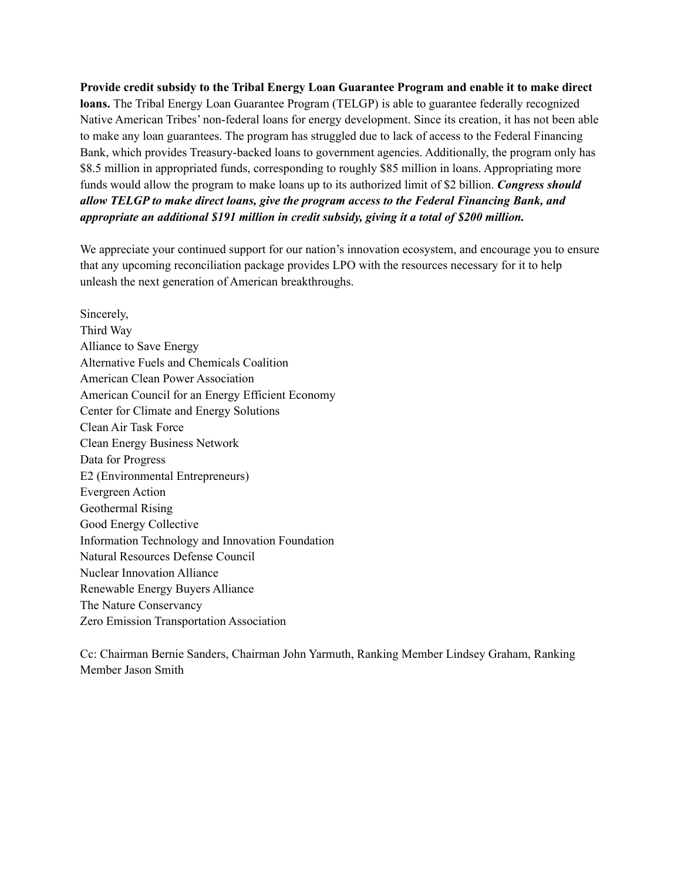**Provide credit subsidy to the Tribal Energy Loan Guarantee Program and enable it to make direct loans.** The Tribal Energy Loan Guarantee Program (TELGP) is able to guarantee federally recognized Native American Tribes' non-federal loans for energy development. Since its creation, it has not been able to make any loan guarantees. The program has struggled due to lack of access to the Federal Financing Bank, which provides Treasury-backed loans to government agencies. Additionally, the program only has $8.5 million in appropriated funds, corresponding to roughly $85 million in loans. Appropriating more funds would allow the program to make loans up to its authorized limit of $2 billion. ***Congress should allow TELGP to make direct loans, give the program access to the Federal Financing Bank, and appropriate an additional $191 million in credit subsidy, giving it a total of $200 million.***

We appreciate your continued support for our nation's innovation ecosystem, and encourage you to ensure that any upcoming reconciliation package provides LPO with the resources necessary for it to help unleash the next generation of American breakthroughs.

Sincerely,
Third Way
Alliance to Save Energy
Alternative Fuels and Chemicals Coalition
American Clean Power Association
American Council for an Energy Efficient Economy
Center for Climate and Energy Solutions
Clean Air Task Force
Clean Energy Business Network
Data for Progress
E2 (Environmental Entrepreneurs)
Evergreen Action
Geothermal Rising
Good Energy Collective
Information Technology and Innovation Foundation
Natural Resources Defense Council
Nuclear Innovation Alliance
Renewable Energy Buyers Alliance
The Nature Conservancy
Zero Emission Transportation Association

Cc: Chairman Bernie Sanders, Chairman John Yarmuth, Ranking Member Lindsey Graham, Ranking Member Jason Smith